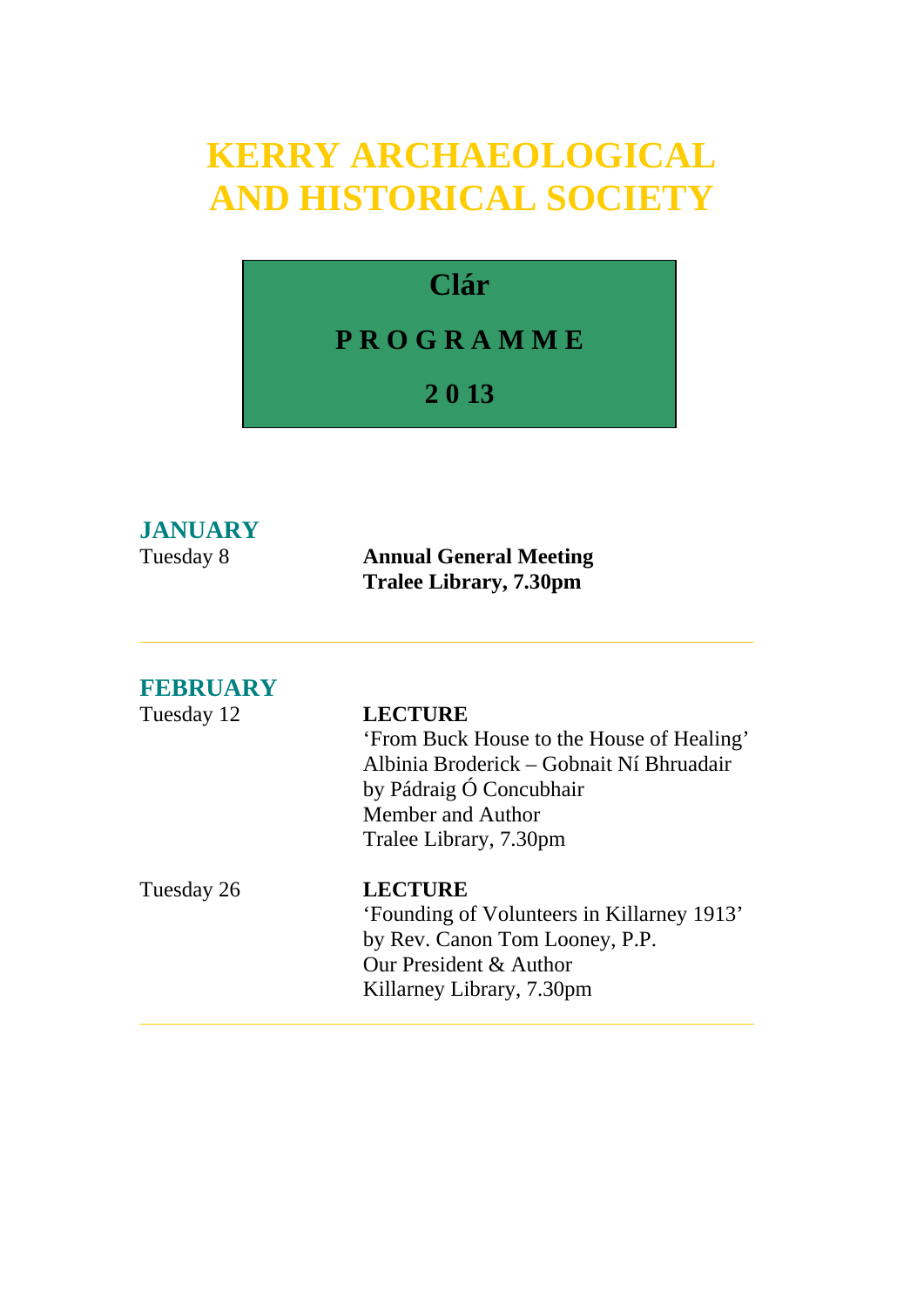# KERRY ARCHAEOLOGICAL AND HISTORICAL SOCIETY

**Clár**

**PROGRAMME**

**2013**

## JANUARY

Tuesday 8

**Annual General Meeting**
**Tralee Library, 7.30pm**

---

## FEBRUARY

Tuesday 12

**LECTURE**
'From Buck House to the House of Healing'
Albinia Broderick – Gobnait Ní Bhruadair
by Pádraig Ó Concubhair
Member and Author
Tralee Library, 7.30pm

Tuesday 26

**LECTURE**
'Founding of Volunteers in Killarney 1913'
by Rev. Canon Tom Looney, P.P.
Our President & Author
Killarney Library, 7.30pm

---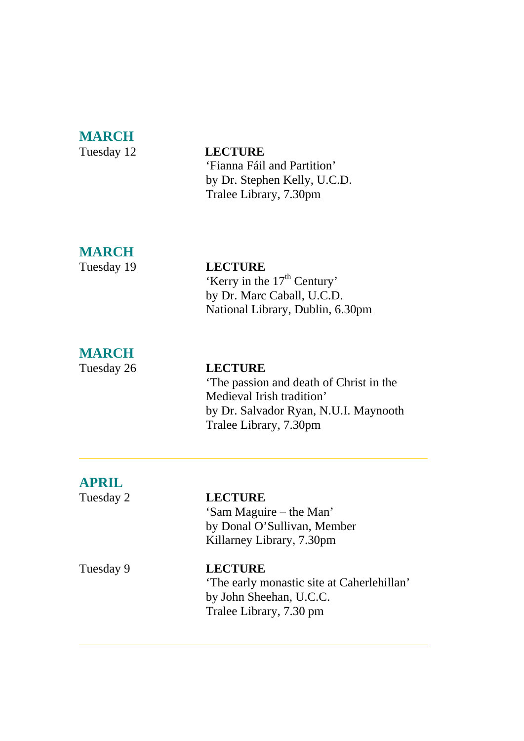## MARCH

Tuesday 12

**LECTURE**
'Fianna Fáil and Partition'
by Dr. Stephen Kelly, U.C.D.
Tralee Library, 7.30pm

## MARCH

Tuesday 19

**LECTURE**
'Kerry in the 17th Century'
by Dr. Marc Caball, U.C.D.
National Library, Dublin, 6.30pm

## MARCH

Tuesday 26

**LECTURE**
'The passion and death of Christ in the Medieval Irish tradition'
by Dr. Salvador Ryan, N.U.I. Maynooth
Tralee Library, 7.30pm

---

## APRIL

Tuesday 2

**LECTURE**
'Sam Maguire – the Man'
by Donal O'Sullivan, Member
Killarney Library, 7.30pm

Tuesday 9

**LECTURE**
'The early monastic site at Caherlehillan'
by John Sheehan, U.C.C.
Tralee Library, 7.30 pm

---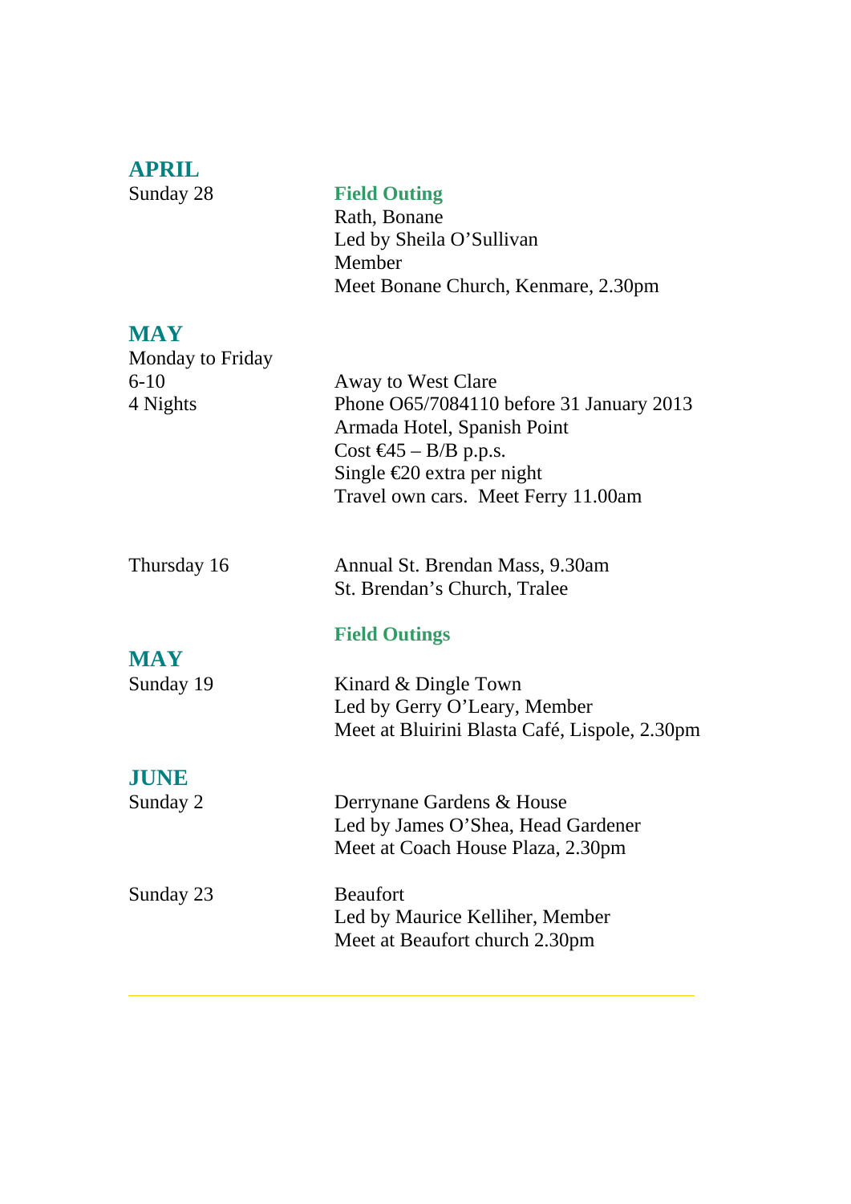## APRIL

Sunday 28

**Field Outing**
Rath, Bonane
Led by Sheila O'Sullivan
Member
Meet Bonane Church, Kenmare, 2.30pm

## MAY

Monday to Friday
6-10
4 Nights

Away to West Clare
Phone O65/7084110 before 31 January 2013
Armada Hotel, Spanish Point
Cost €45 – B/B p.p.s.
Single €20 extra per night
Travel own cars. Meet Ferry 11.00am

Thursday 16

Annual St. Brendan Mass, 9.30am
St. Brendan's Church, Tralee

**Field Outings**

## MAY

Sunday 19

Kinard & Dingle Town
Led by Gerry O'Leary, Member
Meet at Bluirini Blasta Café, Lispole, 2.30pm

## JUNE

Sunday 2

Derrynane Gardens & House
Led by James O'Shea, Head Gardener
Meet at Coach House Plaza, 2.30pm

Sunday 23

Beaufort
Led by Maurice Kelliher, Member
Meet at Beaufort church 2.30pm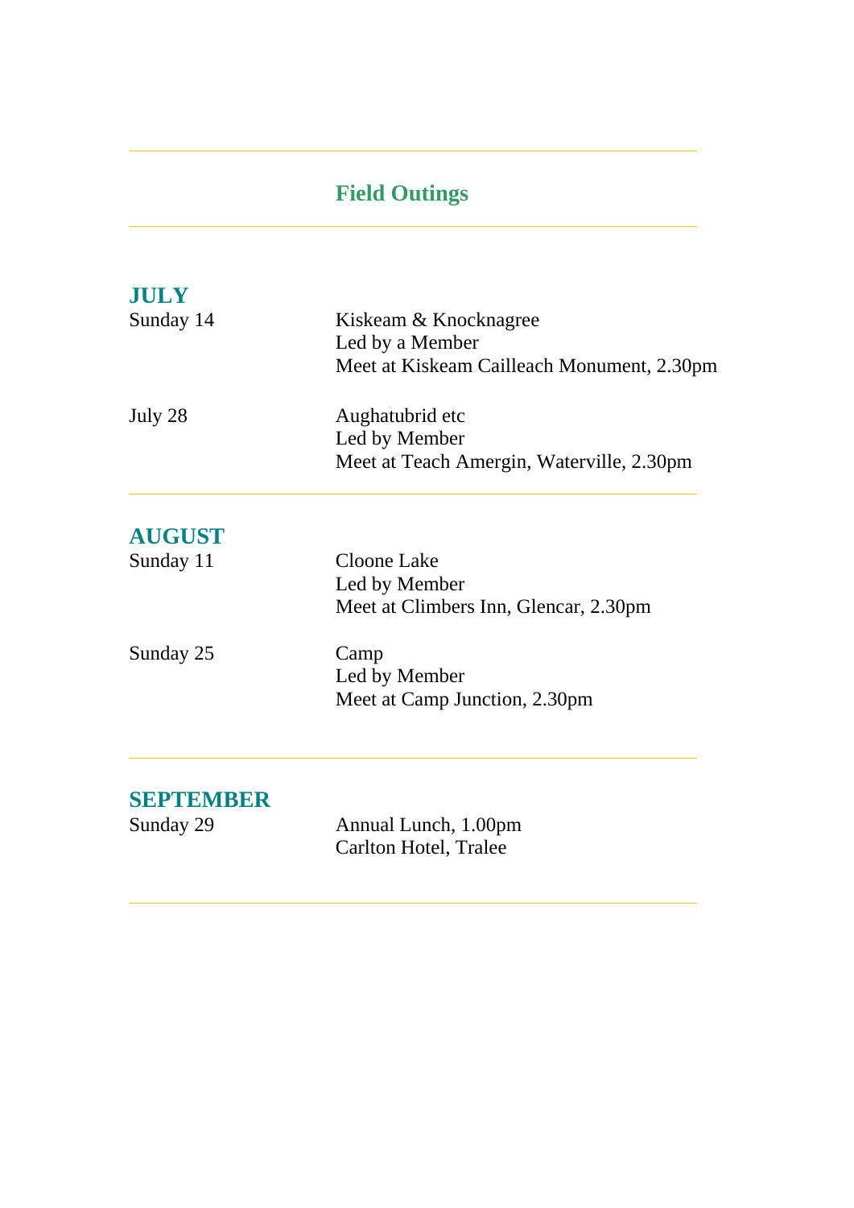## Field Outings

---

### JULY

| | |
|---|---|
| Sunday 14 | Kiskeam & Knocknagree<br>Led by a Member<br>Meet at Kiskeam Cailleach Monument, 2.30pm |
| July 28 | Aughatubrid etc<br>Led by Member<br>Meet at Teach Amergin, Waterville, 2.30pm |

---

### AUGUST

| | |
|---|---|
| Sunday 11 | Cloone Lake<br>Led by Member<br>Meet at Climbers Inn, Glencar, 2.30pm |
| Sunday 25 | Camp<br>Led by Member<br>Meet at Camp Junction, 2.30pm |

---

### SEPTEMBER

| | |
|---|---|
| Sunday 29 | Annual Lunch, 1.00pm<br>Carlton Hotel, Tralee |

---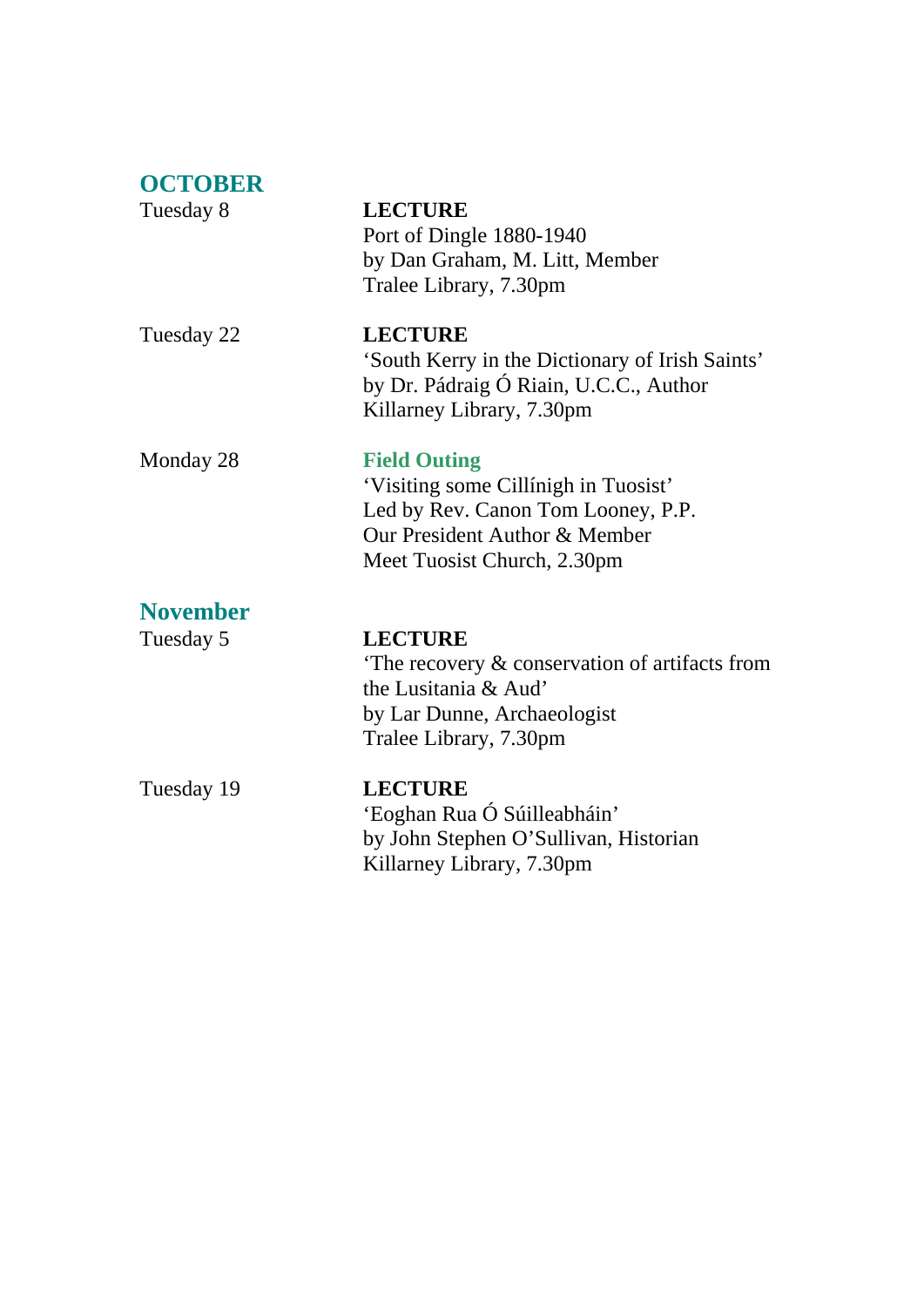## OCTOBER

Tuesday 8

**LECTURE**
Port of Dingle 1880-1940
by Dan Graham, M. Litt, Member
Tralee Library, 7.30pm

Tuesday 22

**LECTURE**
'South Kerry in the Dictionary of Irish Saints'
by Dr. Pádraig Ó Riain, U.C.C., Author
Killarney Library, 7.30pm

Monday 28

**Field Outing**
'Visiting some Cillínigh in Tuosist'
Led by Rev. Canon Tom Looney, P.P.
Our President Author & Member
Meet Tuosist Church, 2.30pm

## November

Tuesday 5

**LECTURE**
'The recovery & conservation of artifacts from the Lusitania & Aud'
by Lar Dunne, Archaeologist
Tralee Library, 7.30pm

Tuesday 19

**LECTURE**
'Eoghan Rua Ó Súilleabháin'
by John Stephen O'Sullivan, Historian
Killarney Library, 7.30pm